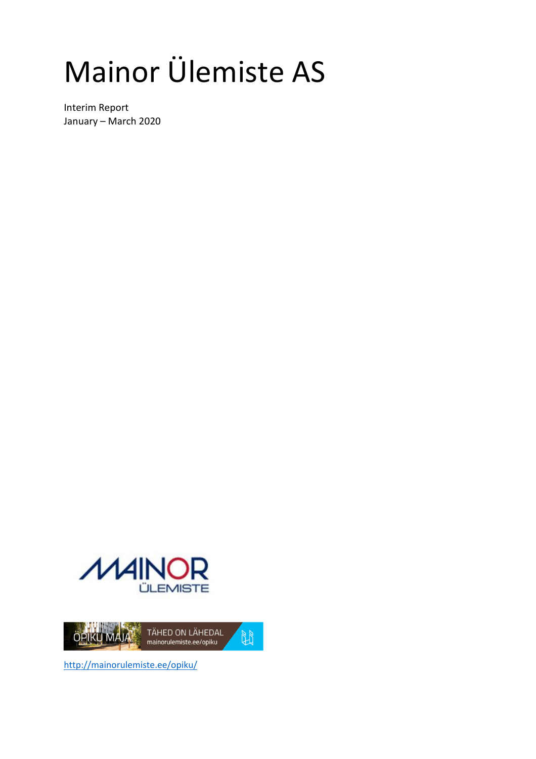# Mainor Ülemiste AS

Interim Report
January – March 2020

http://mainorulemiste.ee/opiku/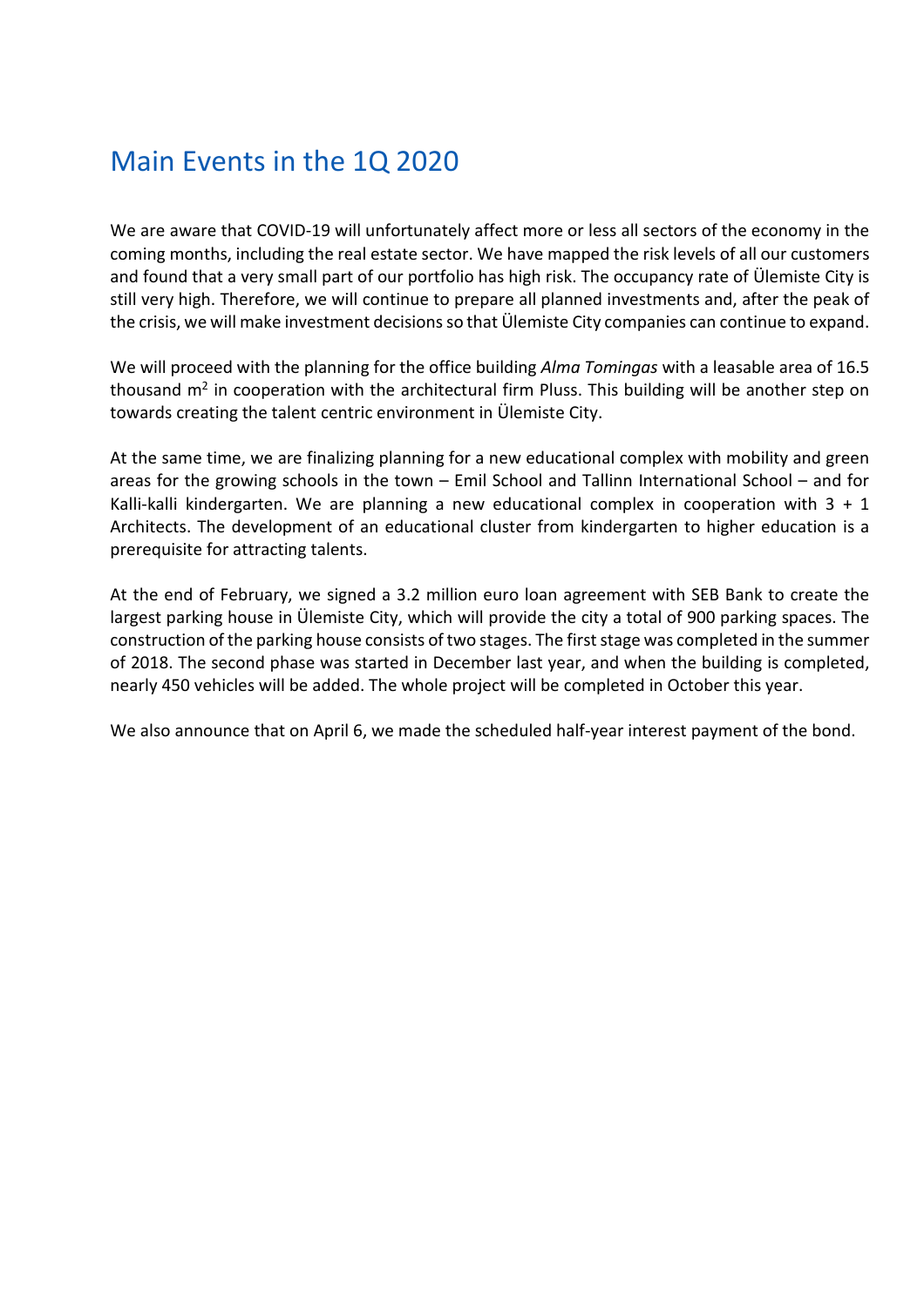# Main Events in the 1Q 2020

We are aware that COVID-19 will unfortunately affect more or less all sectors of the economy in the coming months, including the real estate sector. We have mapped the risk levels of all our customers and found that a very small part of our portfolio has high risk. The occupancy rate of Ülemiste City is still very high. Therefore, we will continue to prepare all planned investments and, after the peak of the crisis, we will make investment decisions so that Ülemiste City companies can continue to expand.

We will proceed with the planning for the office building *Alma Tomingas* with a leasable area of 16.5 thousand $m^2$ in cooperation with the architectural firm Pluss. This building will be another step on towards creating the talent centric environment in Ülemiste City.

At the same time, we are finalizing planning for a new educational complex with mobility and green areas for the growing schools in the town – Emil School and Tallinn International School – and for Kalli-kalli kindergarten. We are planning a new educational complex in cooperation with 3 + 1 Architects. The development of an educational cluster from kindergarten to higher education is a prerequisite for attracting talents.

At the end of February, we signed a 3.2 million euro loan agreement with SEB Bank to create the largest parking house in Ülemiste City, which will provide the city a total of 900 parking spaces. The construction of the parking house consists of two stages. The first stage was completed in the summer of 2018. The second phase was started in December last year, and when the building is completed, nearly 450 vehicles will be added. The whole project will be completed in October this year.

We also announce that on April 6, we made the scheduled half-year interest payment of the bond.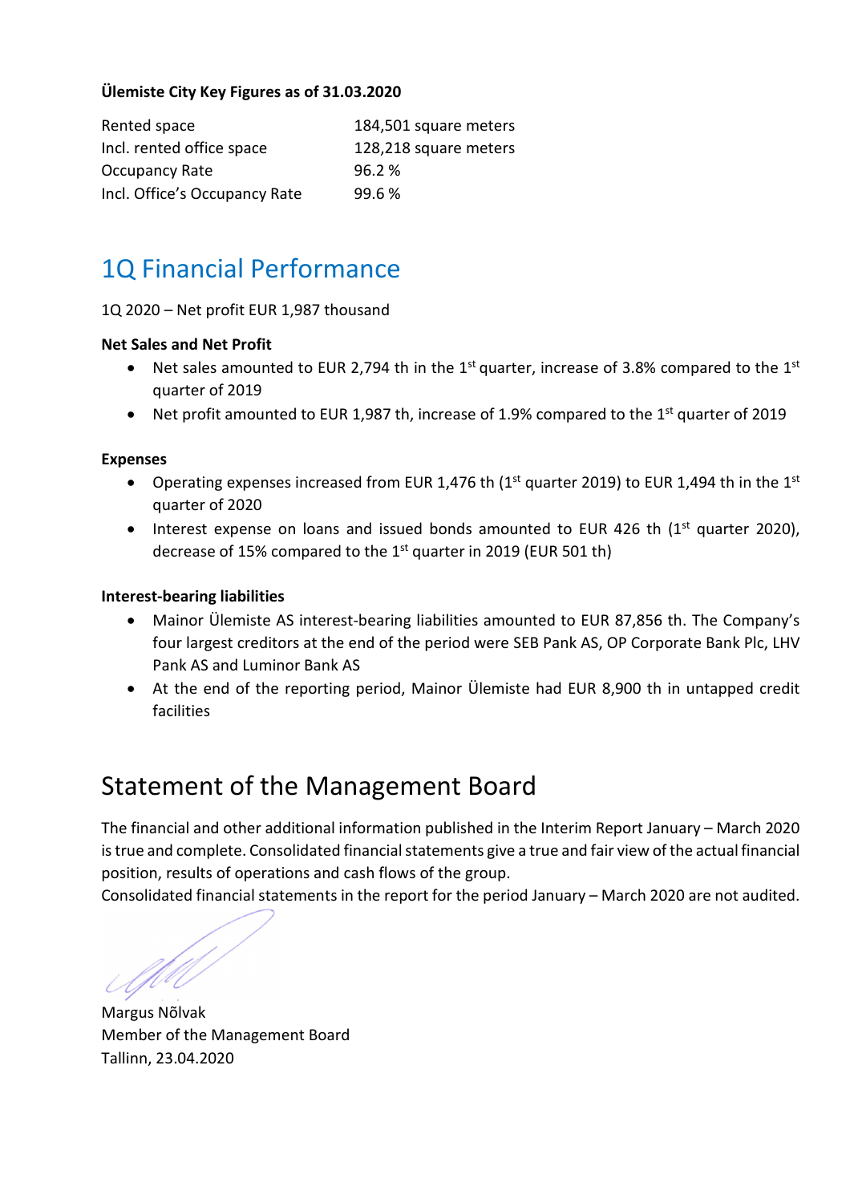**Ülemiste City Key Figures as of 31.03.2020**

| | |
|---|---|
| Rented space | 184,501 square meters |
| Incl. rented office space | 128,218 square meters |
| Occupancy Rate | 96.2 % |
| Incl. Office's Occupancy Rate | 99.6 % |

# 1Q Financial Performance

1Q 2020 – Net profit EUR 1,987 thousand

**Net Sales and Net Profit**

- Net sales amounted to EUR 2,794 th in the 1st quarter, increase of 3.8% compared to the 1st quarter of 2019
- Net profit amounted to EUR 1,987 th, increase of 1.9% compared to the 1st quarter of 2019

**Expenses**

- Operating expenses increased from EUR 1,476 th (1st quarter 2019) to EUR 1,494 th in the 1st quarter of 2020
- Interest expense on loans and issued bonds amounted to EUR 426 th (1st quarter 2020), decrease of 15% compared to the 1st quarter in 2019 (EUR 501 th)

**Interest-bearing liabilities**

- Mainor Ülemiste AS interest-bearing liabilities amounted to EUR 87,856 th. The Company's four largest creditors at the end of the period were SEB Pank AS, OP Corporate Bank Plc, LHV Pank AS and Luminor Bank AS
- At the end of the reporting period, Mainor Ülemiste had EUR 8,900 th in untapped credit facilities

# Statement of the Management Board

The financial and other additional information published in the Interim Report January – March 2020 is true and complete. Consolidated financial statements give a true and fair view of the actual financial position, results of operations and cash flows of the group.
Consolidated financial statements in the report for the period January – March 2020 are not audited.

Margus Nõlvak
Member of the Management Board
Tallinn, 23.04.2020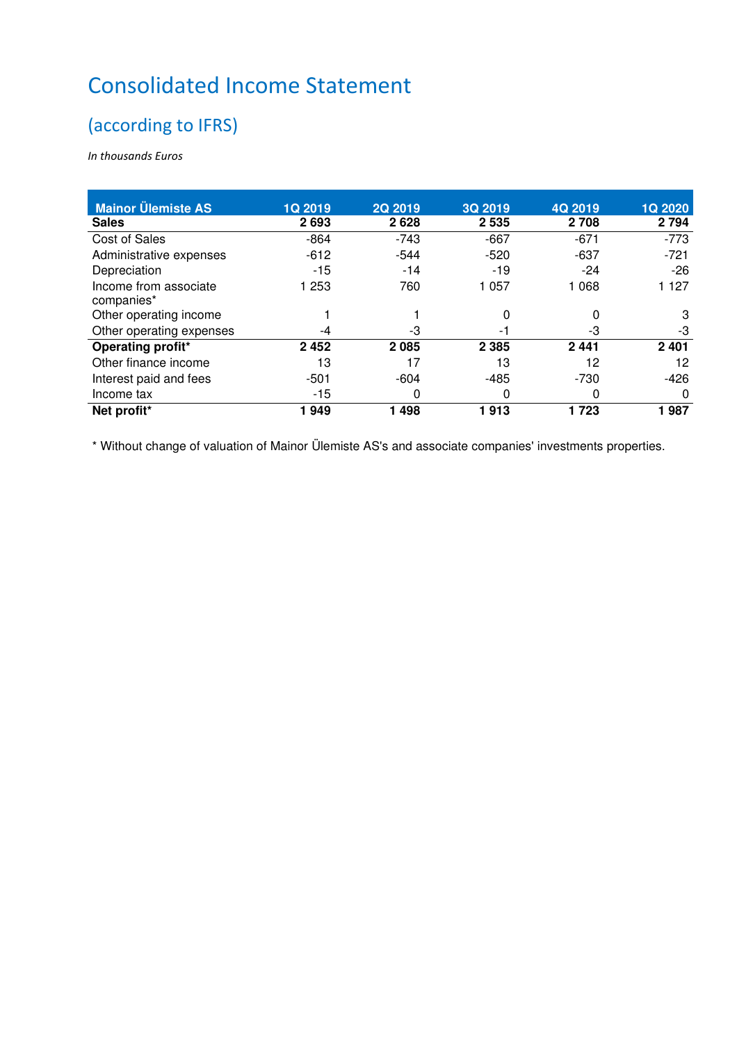# Consolidated Income Statement

## (according to IFRS)

*In thousands Euros*

| Mainor Ülemiste AS | 1Q 2019 | 2Q 2019 | 3Q 2019 | 4Q 2019 | 1Q 2020 |
|---|---|---|---|---|---|
| **Sales** | **2 693** | **2 628** | **2 535** | **2 708** | **2 794** |
| Cost of Sales | -864 | -743 | -667 | -671 | -773 |
| Administrative expenses | -612 | -544 | -520 | -637 | -721 |
| Depreciation | -15 | -14 | -19 | -24 | -26 |
| Income from associate companies* | 1 253 | 760 | 1 057 | 1 068 | 1 127 |
| Other operating income | 1 | 1 | 0 | 0 | 3 |
| Other operating expenses | -4 | -3 | -1 | -3 | -3 |
| **Operating profit*** | **2 452** | **2 085** | **2 385** | **2 441** | **2 401** |
| Other finance income | 13 | 17 | 13 | 12 | 12 |
| Interest paid and fees | -501 | -604 | -485 | -730 | -426 |
| Income tax | -15 | 0 | 0 | 0 | 0 |
| **Net profit*** | **1 949** | **1 498** | **1 913** | **1 723** | **1 987** |

* Without change of valuation of Mainor Ülemiste AS's and associate companies' investments properties.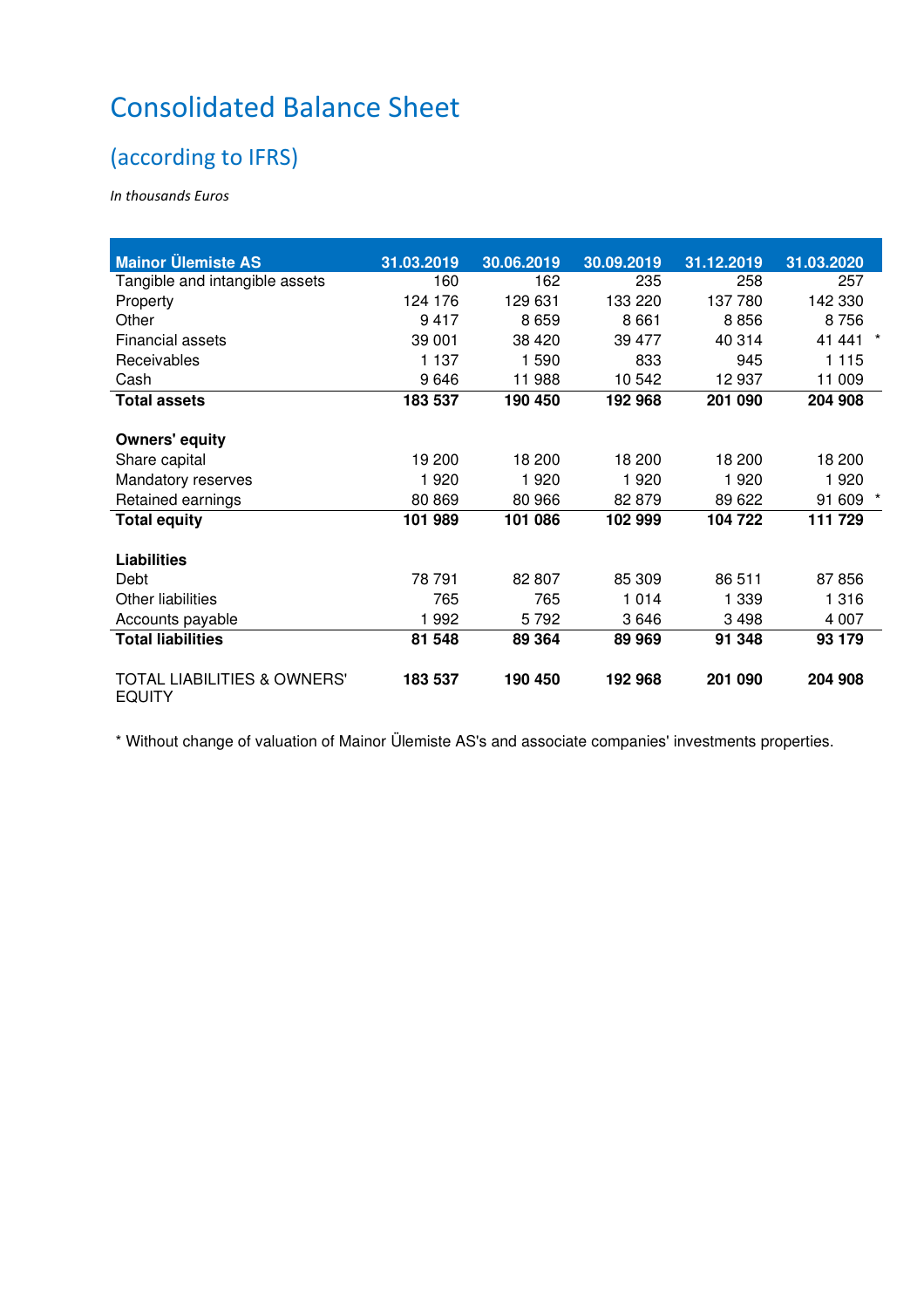# Consolidated Balance Sheet

## (according to IFRS)

*In thousands Euros*

| Mainor Ülemiste AS | 31.03.2019 | 30.06.2019 | 30.09.2019 | 31.12.2019 | 31.03.2020 |
|---|---|---|---|---|---|
| Tangible and intangible assets | 160 | 162 | 235 | 258 | 257 |
| Property | 124 176 | 129 631 | 133 220 | 137 780 | 142 330 |
| Other | 9 417 | 8 659 | 8 661 | 8 856 | 8 756 |
| Financial assets | 39 001 | 38 420 | 39 477 | 40 314 | 41 441 * |
| Receivables | 1 137 | 1 590 | 833 | 945 | 1 115 |
| Cash | 9 646 | 11 988 | 10 542 | 12 937 | 11 009 |
| **Total assets** | **183 537** | **190 450** | **192 968** | **201 090** | **204 908** |
| | | | | | |
| **Owners' equity** | | | | | |
| Share capital | 19 200 | 18 200 | 18 200 | 18 200 | 18 200 |
| Mandatory reserves | 1 920 | 1 920 | 1 920 | 1 920 | 1 920 |
| Retained earnings | 80 869 | 80 966 | 82 879 | 89 622 | 91 609 * |
| **Total equity** | **101 989** | **101 086** | **102 999** | **104 722** | **111 729** |
| | | | | | |
| **Liabilities** | | | | | |
| Debt | 78 791 | 82 807 | 85 309 | 86 511 | 87 856 |
| Other liabilities | 765 | 765 | 1 014 | 1 339 | 1 316 |
| Accounts payable | 1 992 | 5 792 | 3 646 | 3 498 | 4 007 |
| **Total liabilities** | **81 548** | **89 364** | **89 969** | **91 348** | **93 179** |
| | | | | | |
| TOTAL LIABILITIES & OWNERS' EQUITY | **183 537** | **190 450** | **192 968** | **201 090** | **204 908** |

* Without change of valuation of Mainor Ülemiste AS's and associate companies' investments properties.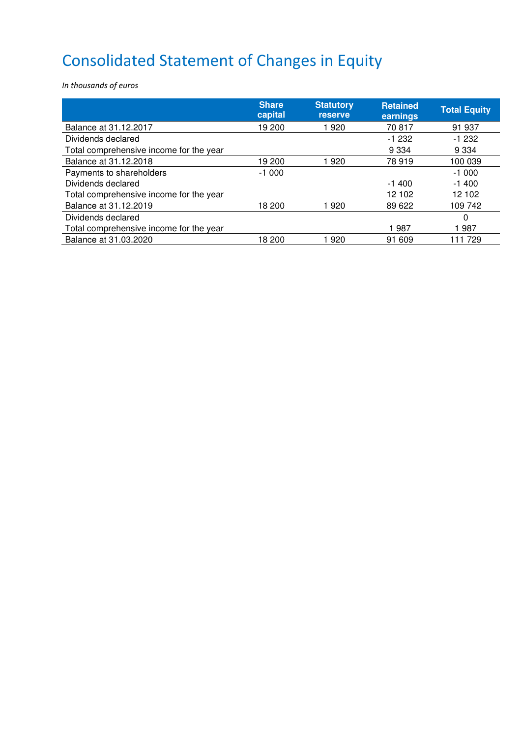# Consolidated Statement of Changes in Equity

*In thousands of euros*

| | Share capital | Statutory reserve | Retained earnings | Total Equity |
|---|---|---|---|---|
| Balance at 31.12.2017 | 19 200 | 1 920 | 70 817 | 91 937 |
| Dividends declared | | | -1 232 | -1 232 |
| Total comprehensive income for the year | | | 9 334 | 9 334 |
| Balance at 31.12.2018 | 19 200 | 1 920 | 78 919 | 100 039 |
| Payments to shareholders | -1 000 | | | -1 000 |
| Dividends declared | | | -1 400 | -1 400 |
| Total comprehensive income for the year | | | 12 102 | 12 102 |
| Balance at 31.12.2019 | 18 200 | 1 920 | 89 622 | 109 742 |
| Dividends declared | | | | 0 |
| Total comprehensive income for the year | | | 1 987 | 1 987 |
| Balance at 31.03.2020 | 18 200 | 1 920 | 91 609 | 111 729 |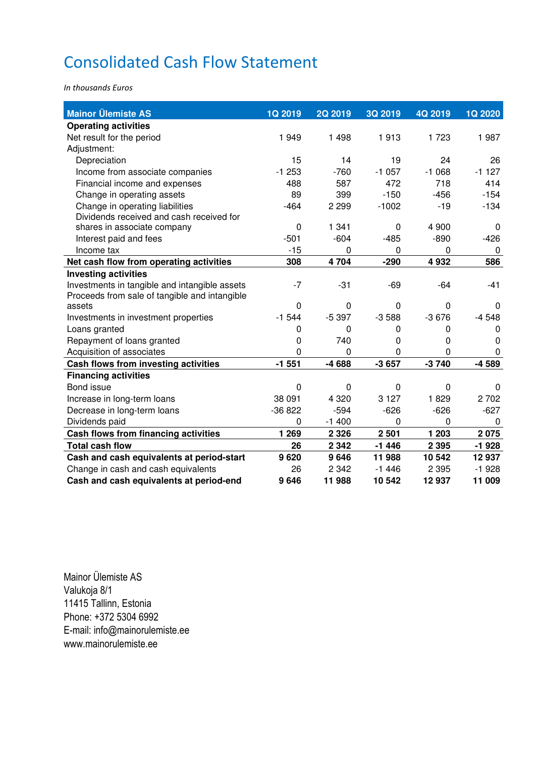# Consolidated Cash Flow Statement

*In thousands Euros*

| Mainor Ülemiste AS | 1Q 2019 | 2Q 2019 | 3Q 2019 | 4Q 2019 | 1Q 2020 |
|---|---|---|---|---|---|
| **Operating activities** | | | | | |
| Net result for the period | 1 949 | 1 498 | 1 913 | 1 723 | 1 987 |
| Adjustment: | | | | | |
| Depreciation | 15 | 14 | 19 | 24 | 26 |
| Income from associate companies | -1 253 | -760 | -1 057 | -1 068 | -1 127 |
| Financial income and expenses | 488 | 587 | 472 | 718 | 414 |
| Change in operating assets | 89 | 399 | -150 | -456 | -154 |
| Change in operating liabilities | -464 | 2 299 | -1002 | -19 | -134 |
| Dividends received and cash received for shares in associate company | 0 | 1 341 | 0 | 4 900 | 0 |
| Interest paid and fees | -501 | -604 | -485 | -890 | -426 |
| Income tax | -15 | 0 | 0 | 0 | 0 |
| **Net cash flow from operating activities** | **308** | **4 704** | **-290** | **4 932** | **586** |
| **Investing activities** | | | | | |
| Investments in tangible and intangible assets | -7 | -31 | -69 | -64 | -41 |
| Proceeds from sale of tangible and intangible assets | 0 | 0 | 0 | 0 | 0 |
| Investments in investment properties | -1 544 | -5 397 | -3 588 | -3 676 | -4 548 |
| Loans granted | 0 | 0 | 0 | 0 | 0 |
| Repayment of loans granted | 0 | 740 | 0 | 0 | 0 |
| Acquisition of associates | 0 | 0 | 0 | 0 | 0 |
| **Cash flows from investing activities** | **-1 551** | **-4 688** | **-3 657** | **-3 740** | **-4 589** |
| **Financing activities** | | | | | |
| Bond issue | 0 | 0 | 0 | 0 | 0 |
| Increase in long-term loans | 38 091 | 4 320 | 3 127 | 1 829 | 2 702 |
| Decrease in long-term loans | -36 822 | -594 | -626 | -626 | -627 |
| Dividends paid | 0 | -1 400 | 0 | 0 | 0 |
| **Cash flows from financing activities** | **1 269** | **2 326** | **2 501** | **1 203** | **2 075** |
| **Total cash flow** | **26** | **2 342** | **-1 446** | **2 395** | **-1 928** |
| **Cash and cash equivalents at period-start** | **9 620** | **9 646** | **11 988** | **10 542** | **12 937** |
| Change in cash and cash equivalents | 26 | 2 342 | -1 446 | 2 395 | -1 928 |
| **Cash and cash equivalents at period-end** | **9 646** | **11 988** | **10 542** | **12 937** | **11 009** |

Mainor Ülemiste AS
Valukoja 8/1
11415 Tallinn, Estonia
Phone: +372 5304 6992
E-mail: info@mainorulemiste.ee
www.mainorulemiste.ee